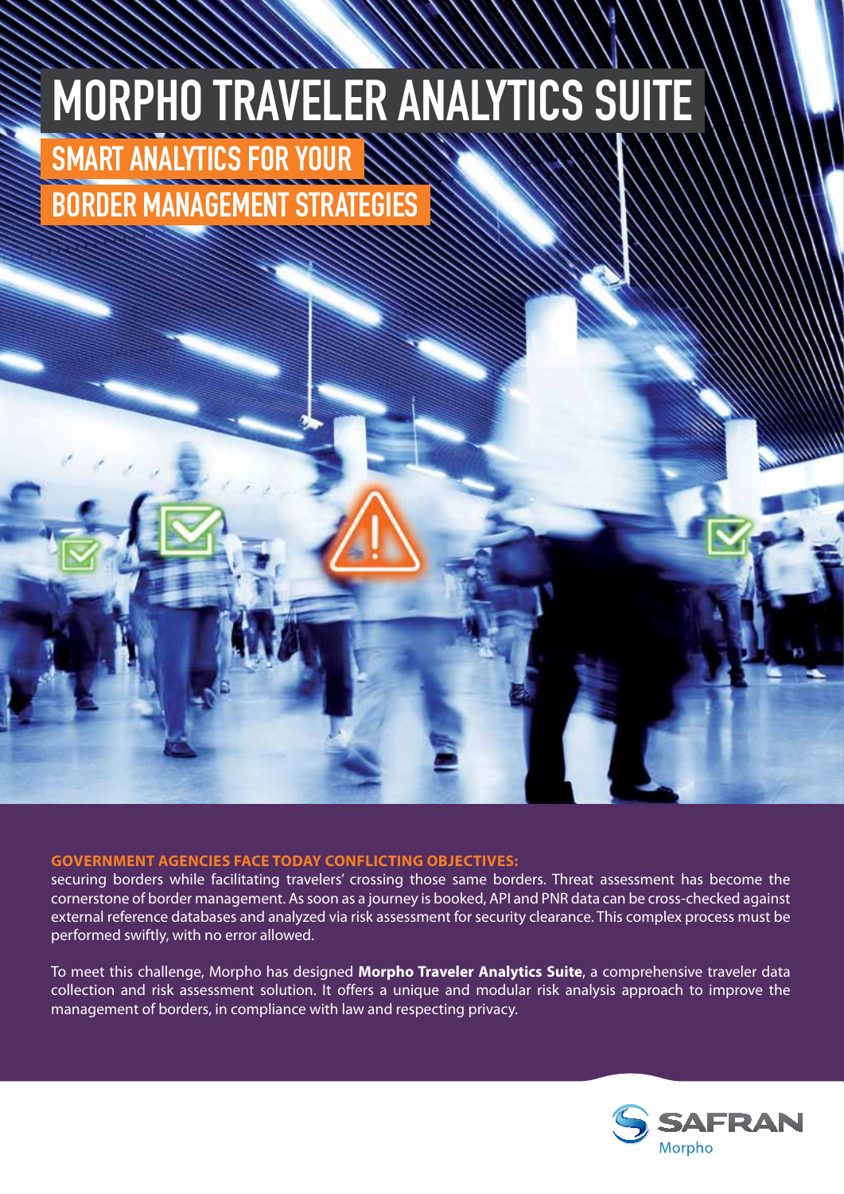# MORPHO TRAVELER ANALYTICS SUITE

## SMART ANALYTICS FOR YOUR BORDER MANAGEMENT STRATEGIES

**GOVERNMENT AGENCIES FACE TODAY CONFLICTING OBJECTIVES:**
securing borders while facilitating travelers' crossing those same borders. Threat assessment has become the cornerstone of border management. As soon as a journey is booked, API and PNR data can be cross-checked against external reference databases and analyzed via risk assessment for security clearance. This complex process must be performed swiftly, with no error allowed.

To meet this challenge, Morpho has designed **Morpho Traveler Analytics Suite**, a comprehensive traveler data collection and risk assessment solution. It offers a unique and modular risk analysis approach to improve the management of borders, in compliance with law and respecting privacy.

SAFRAN Morpho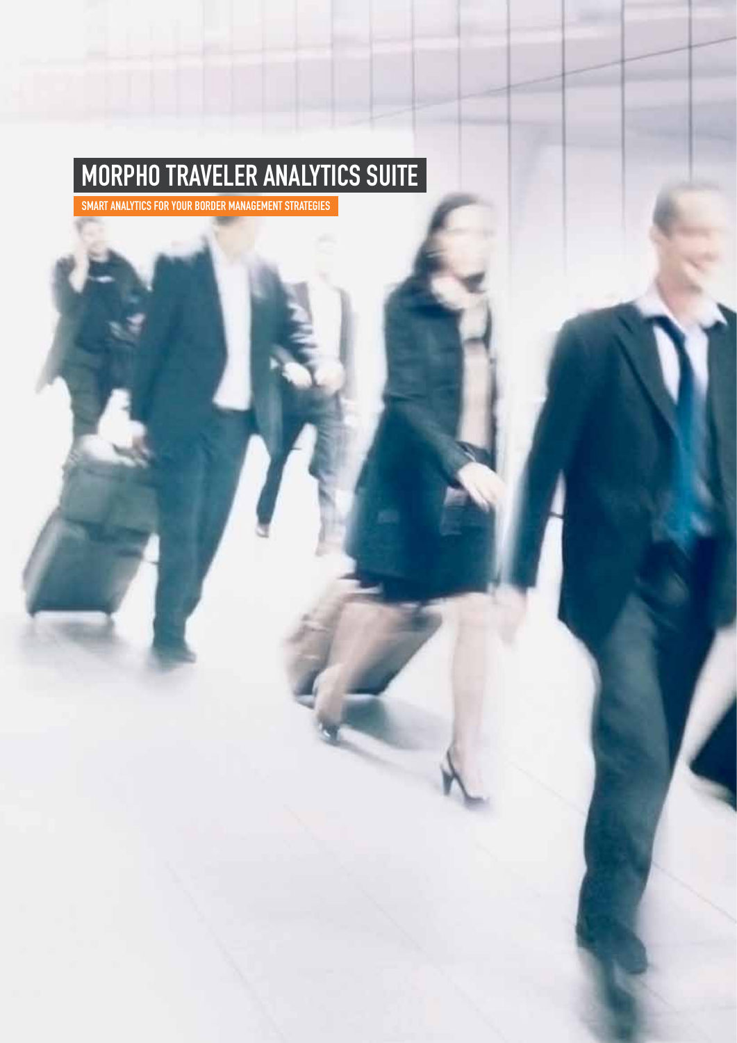# MORPHO TRAVELER ANALYTICS SUITE

SMART ANALYTICS FOR YOUR BORDER MANAGEMENT STRATEGIES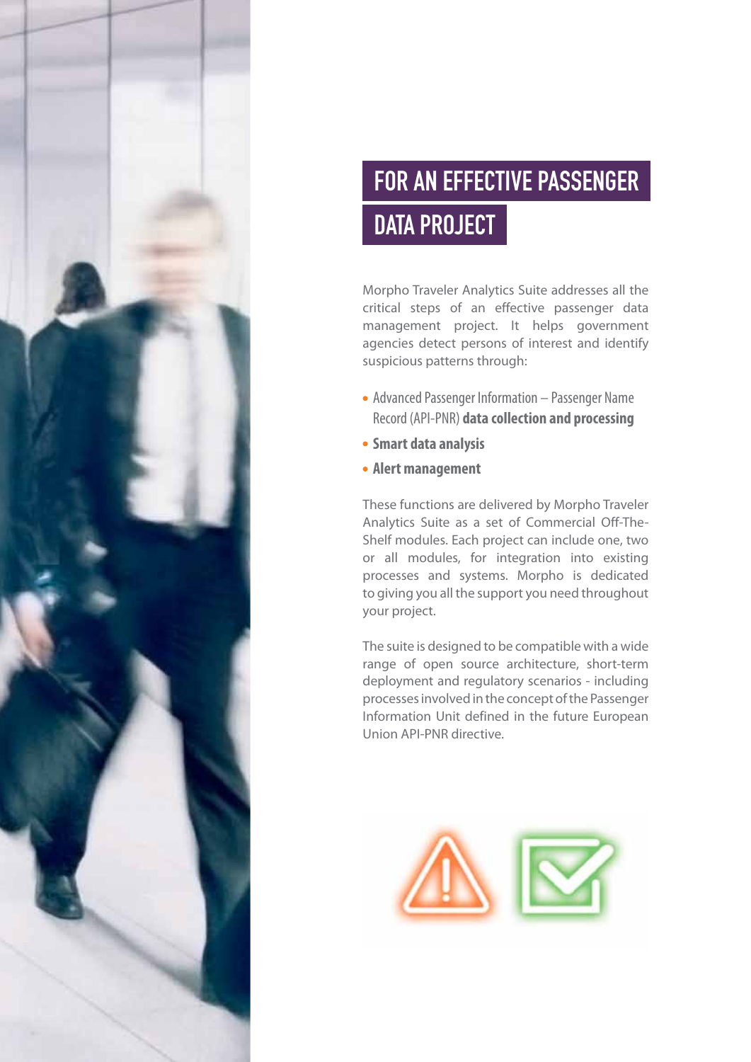# FOR AN EFFECTIVE PASSENGER DATA PROJECT

Morpho Traveler Analytics Suite addresses all the critical steps of an effective passenger data management project. It helps government agencies detect persons of interest and identify suspicious patterns through:

- Advanced Passenger Information – Passenger Name Record (API-PNR) **data collection and processing**
- **Smart data analysis**
- **Alert management**

These functions are delivered by Morpho Traveler Analytics Suite as a set of Commercial Off-The-Shelf modules. Each project can include one, two or all modules, for integration into existing processes and systems. Morpho is dedicated to giving you all the support you need throughout your project.

The suite is designed to be compatible with a wide range of open source architecture, short-term deployment and regulatory scenarios - including processes involved in the concept of the Passenger Information Unit defined in the future European Union API-PNR directive.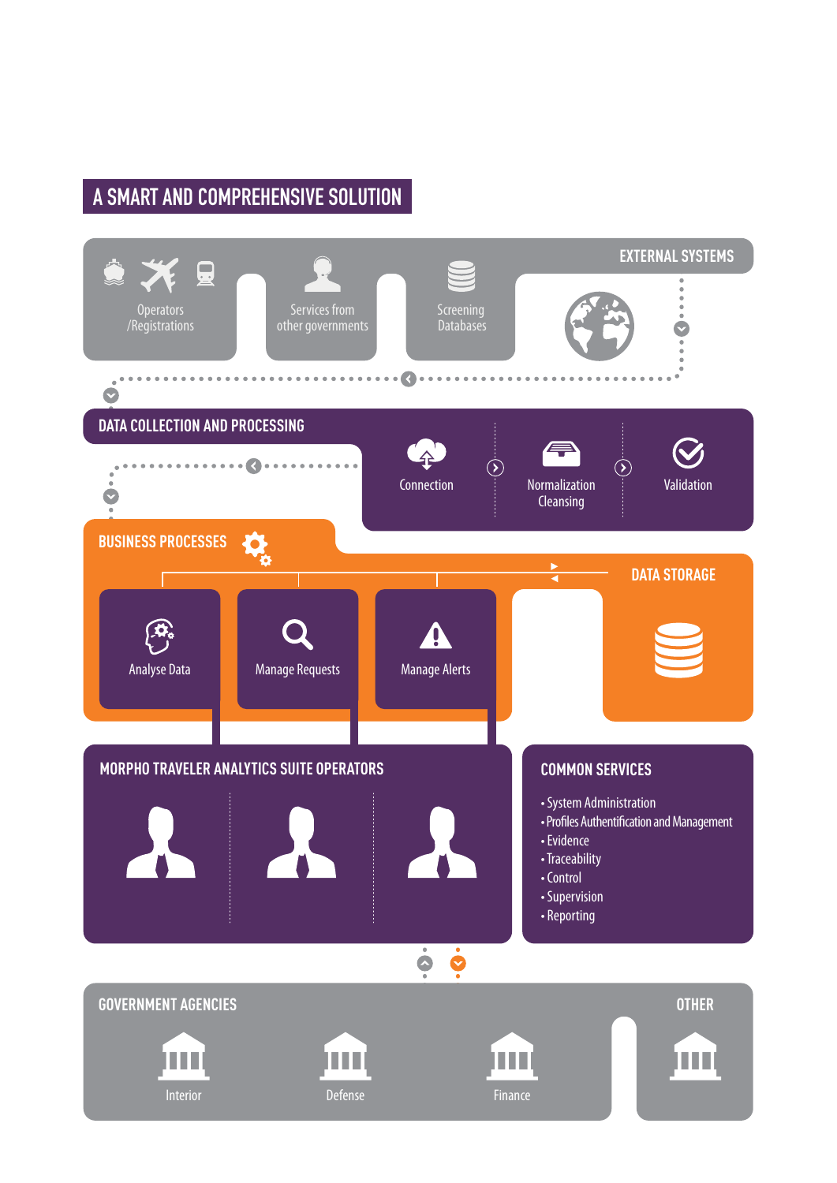# A SMART AND COMPREHENSIVE SOLUTION

## EXTERNAL SYSTEMS

- Operators /Registrations
- Services from other governments
- Screening Databases

## DATA COLLECTION AND PROCESSING

- Connection
- Normalization Cleansing
- Validation

## BUSINESS PROCESSES

- Analyse Data
- Manage Requests
- Manage Alerts

## DATA STORAGE

## MORPHO TRAVELER ANALYTICS SUITE OPERATORS

## COMMON SERVICES

- System Administration
- Profiles Authentification and Management
- Evidence
- Traceability
- Control
- Supervision
- Reporting

## GOVERNMENT AGENCIES

- Interior
- Defense
- Finance

## OTHER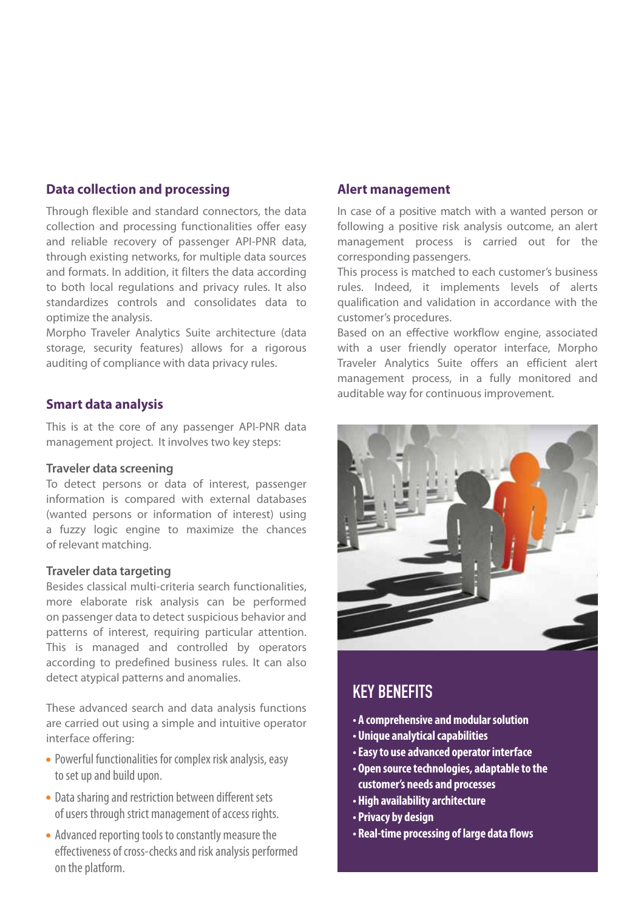## Data collection and processing

Through flexible and standard connectors, the data collection and processing functionalities offer easy and reliable recovery of passenger API-PNR data, through existing networks, for multiple data sources and formats. In addition, it filters the data according to both local regulations and privacy rules. It also standardizes controls and consolidates data to optimize the analysis.

Morpho Traveler Analytics Suite architecture (data storage, security features) allows for a rigorous auditing of compliance with data privacy rules.

## Smart data analysis

This is at the core of any passenger API-PNR data management project. It involves two key steps:

### Traveler data screening

To detect persons or data of interest, passenger information is compared with external databases (wanted persons or information of interest) using a fuzzy logic engine to maximize the chances of relevant matching.

### Traveler data targeting

Besides classical multi-criteria search functionalities, more elaborate risk analysis can be performed on passenger data to detect suspicious behavior and patterns of interest, requiring particular attention. This is managed and controlled by operators according to predefined business rules. It can also detect atypical patterns and anomalies.

These advanced search and data analysis functions are carried out using a simple and intuitive operator interface offering:

- Powerful functionalities for complex risk analysis, easy to set up and build upon.
- Data sharing and restriction between different sets of users through strict management of access rights.
- Advanced reporting tools to constantly measure the effectiveness of cross-checks and risk analysis performed on the platform.

## Alert management

In case of a positive match with a wanted person or following a positive risk analysis outcome, an alert management process is carried out for the corresponding passengers.

This process is matched to each customer's business rules. Indeed, it implements levels of alerts qualification and validation in accordance with the customer's procedures.

Based on an effective workflow engine, associated with a user friendly operator interface, Morpho Traveler Analytics Suite offers an efficient alert management process, in a fully monitored and auditable way for continuous improvement.

## KEY BENEFITS

- **A comprehensive and modular solution**
- **Unique analytical capabilities**
- **Easy to use advanced operator interface**
- **Open source technologies, adaptable to the customer's needs and processes**
- **High availability architecture**
- **Privacy by design**
- **Real-time processing of large data flows**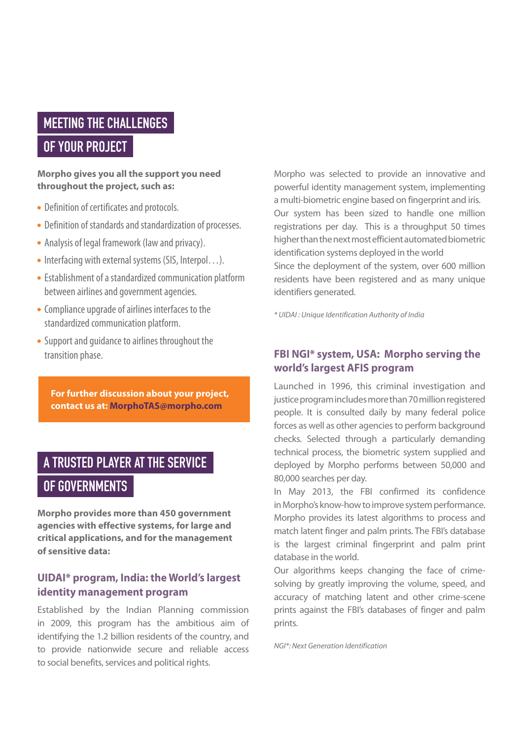## MEETING THE CHALLENGES OF YOUR PROJECT

**Morpho gives you all the support you need throughout the project, such as:**

- Definition of certificates and protocols.
- Definition of standards and standardization of processes.
- Analysis of legal framework (law and privacy).
- Interfacing with external systems (SIS, Interpol…).
- Establishment of a standardized communication platform between airlines and government agencies.
- Compliance upgrade of airlines interfaces to the standardized communication platform.
- Support and guidance to airlines throughout the transition phase.

**For further discussion about your project, contact us at: MorphoTAS@morpho.com**

## A TRUSTED PLAYER AT THE SERVICE OF GOVERNMENTS

**Morpho provides more than 450 government agencies with effective systems, for large and critical applications, and for the management of sensitive data:**

### UIDAI* program, India: the World's largest identity management program

Established by the Indian Planning commission in 2009, this program has the ambitious aim of identifying the 1.2 billion residents of the country, and to provide nationwide secure and reliable access to social benefits, services and political rights.

Morpho was selected to provide an innovative and powerful identity management system, implementing a multi-biometric engine based on fingerprint and iris.
Our system has been sized to handle one million registrations per day. This is a throughput 50 times higher than the next most efficient automated biometric identification systems deployed in the world
Since the deployment of the system, over 600 million residents have been registered and as many unique identifiers generated.

*\* UIDAI : Unique Identification Authority of India*

### FBI NGI* system, USA: Morpho serving the world's largest AFIS program

Launched in 1996, this criminal investigation and justice program includes more than 70 million registered people. It is consulted daily by many federal police forces as well as other agencies to perform background checks. Selected through a particularly demanding technical process, the biometric system supplied and deployed by Morpho performs between 50,000 and 80,000 searches per day.
In May 2013, the FBI confirmed its confidence in Morpho's know-how to improve system performance. Morpho provides its latest algorithms to process and match latent finger and palm prints. The FBI's database is the largest criminal fingerprint and palm print database in the world.
Our algorithms keeps changing the face of crime-solving by greatly improving the volume, speed, and accuracy of matching latent and other crime-scene prints against the FBI's databases of finger and palm prints.

*NGI\*: Next Generation Identification*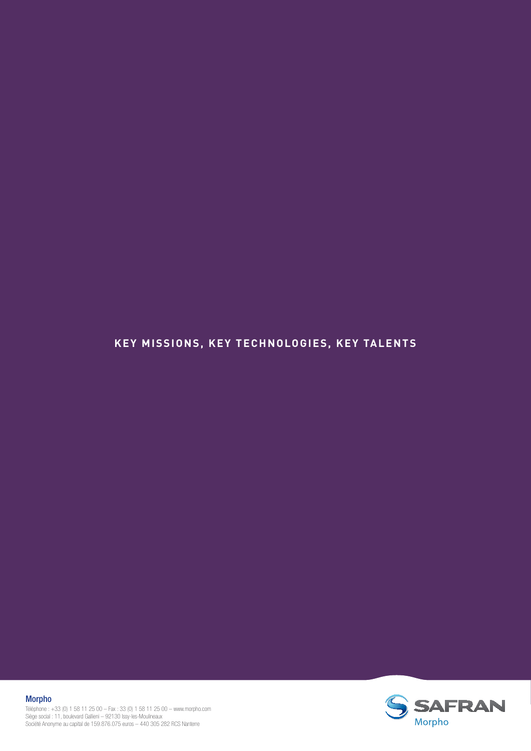**KEY MISSIONS, KEY TECHNOLOGIES, KEY TALENTS**

**Morpho**

Téléphone : +33 (0) 1 58 11 25 00 – Fax : 33 (0) 1 58 11 25 00 – www.morpho.com
Siège social : 11, boulevard Gallieni – 92130 Issy-les-Moulineaux
Société Anonyme au capital de 159.876.075 euros – 440 305 282 RCS Nanterre

SAFRAN
Morpho